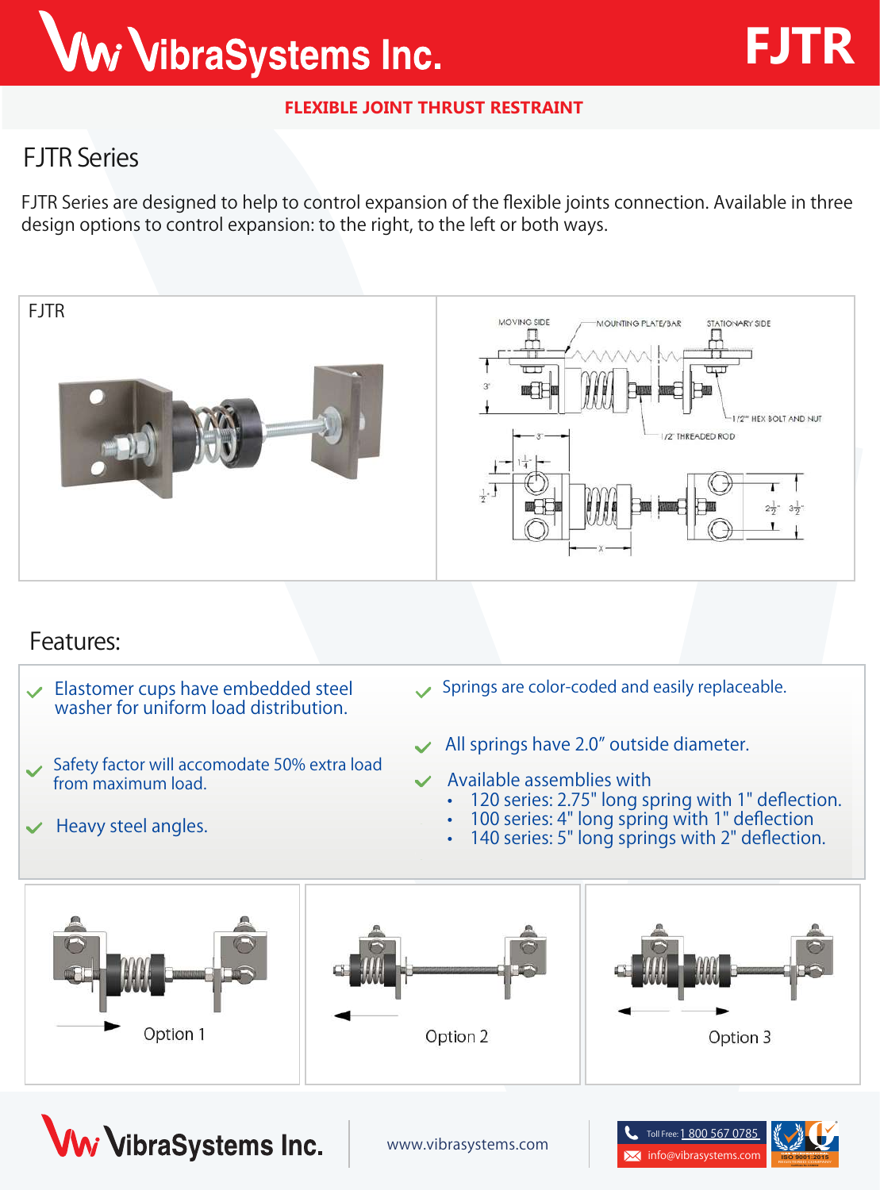# VibraSystems Inc.

**FJTR**

**FLEXIBLE JOINT THRUST RESTRAINT**

## FJTR Series

FJTR Series are designed to help to control expansion of the flexible joints connection. Available in three design options to control expansion: to the right, to the left or both ways.

FJTR

MOVING SIDE — MOUNTING PLATE/BAR — STATIONARY SIDE

1/2" HEX BOLT AND NUT

1/2" THREADED ROD

## Features:

- Elastomer cups have embedded steel washer for uniform load distribution.
- Safety factor will accomodate 50% extra load from maximum load.
- Heavy steel angles.
- Springs are color-coded and easily replaceable.
- All springs have 2.0" outside diameter.
- Available assemblies with
  - 120 series: 2.75" long spring with 1" deflection.
  - 100 series: 4" long spring with 1" deflection
  - 140 series: 5" long springs with 2" deflection.

Option 1

Option 2

Option 3

VibraSystems Inc. | www.vibrasystems.com | Toll Free: 1 800 567 0785 | info@vibrasystems.com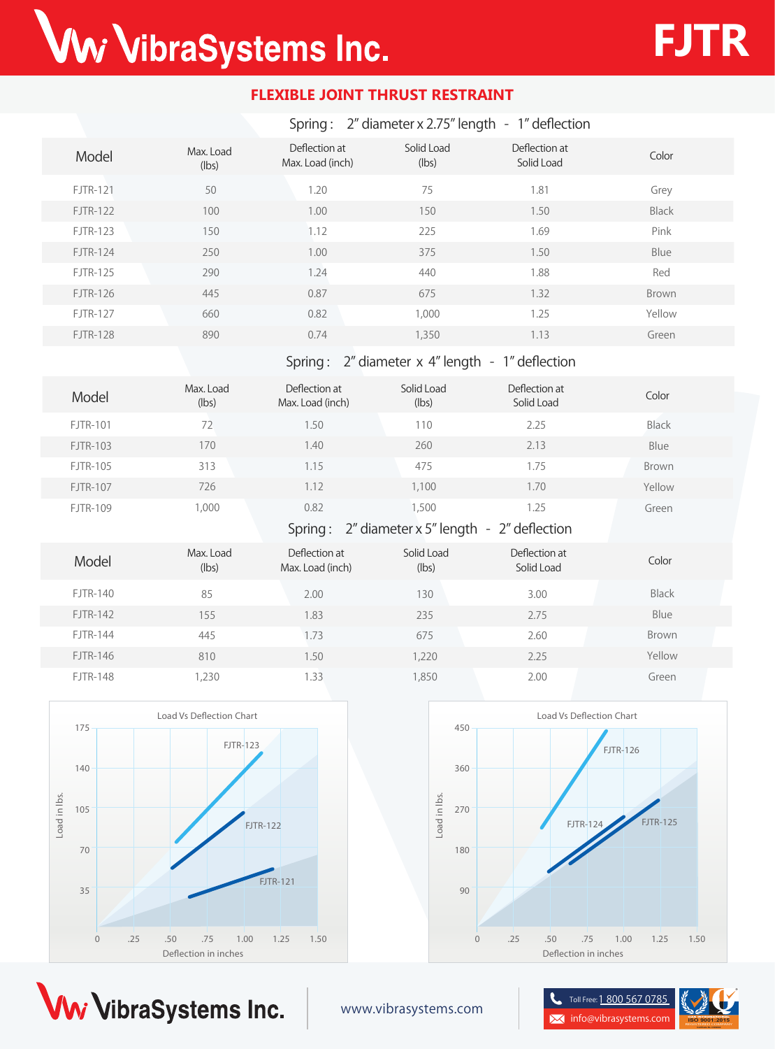# FJTR

## FLEXIBLE JOINT THRUST RESTRAINT

### Spring : 2″ diameter x 2.75″ length - 1″ deflection

| Model | Max. Load (lbs) | Deflection at Max. Load (inch) | Solid Load (lbs) | Deflection at Solid Load | Color |
|---|---|---|---|---|---|
| FJTR-121 | 50 | 1.20 | 75 | 1.81 | Grey |
| FJTR-122 | 100 | 1.00 | 150 | 1.50 | Black |
| FJTR-123 | 150 | 1.12 | 225 | 1.69 | Pink |
| FJTR-124 | 250 | 1.00 | 375 | 1.50 | Blue |
| FJTR-125 | 290 | 1.24 | 440 | 1.88 | Red |
| FJTR-126 | 445 | 0.87 | 675 | 1.32 | Brown |
| FJTR-127 | 660 | 0.82 | 1,000 | 1.25 | Yellow |
| FJTR-128 | 890 | 0.74 | 1,350 | 1.13 | Green |

### Spring : 2″ diameter x 4″ length - 1″ deflection

| Model | Max. Load (lbs) | Deflection at Max. Load (inch) | Solid Load (lbs) | Deflection at Solid Load | Color |
|---|---|---|---|---|---|
| FJTR-101 | 72 | 1.50 | 110 | 2.25 | Black |
| FJTR-103 | 170 | 1.40 | 260 | 2.13 | Blue |
| FJTR-105 | 313 | 1.15 | 475 | 1.75 | Brown |
| FJTR-107 | 726 | 1.12 | 1,100 | 1.70 | Yellow |
| FJTR-109 | 1,000 | 0.82 | 1,500 | 1.25 | Green |

### Spring : 2″ diameter x 5″ length - 2″ deflection

| Model | Max. Load (lbs) | Deflection at Max. Load (inch) | Solid Load (lbs) | Deflection at Solid Load | Color |
|---|---|---|---|---|---|
| FJTR-140 | 85 | 2.00 | 130 | 3.00 | Black |
| FJTR-142 | 155 | 1.83 | 235 | 2.75 | Blue |
| FJTR-144 | 445 | 1.73 | 675 | 2.60 | Brown |
| FJTR-146 | 810 | 1.50 | 1,220 | 2.25 | Yellow |
| FJTR-148 | 1,230 | 1.33 | 1,850 | 2.00 | Green |

Load Vs Deflection Chart (FJTR-121, FJTR-122, FJTR-123) — Load in lbs. vs Deflection in inches

Load Vs Deflection Chart (FJTR-124, FJTR-125, FJTR-126) — Load in lbs. vs Deflection in inches

www.vibrasystems.com

Toll Free: 1 800 567 0785

info@vibrasystems.com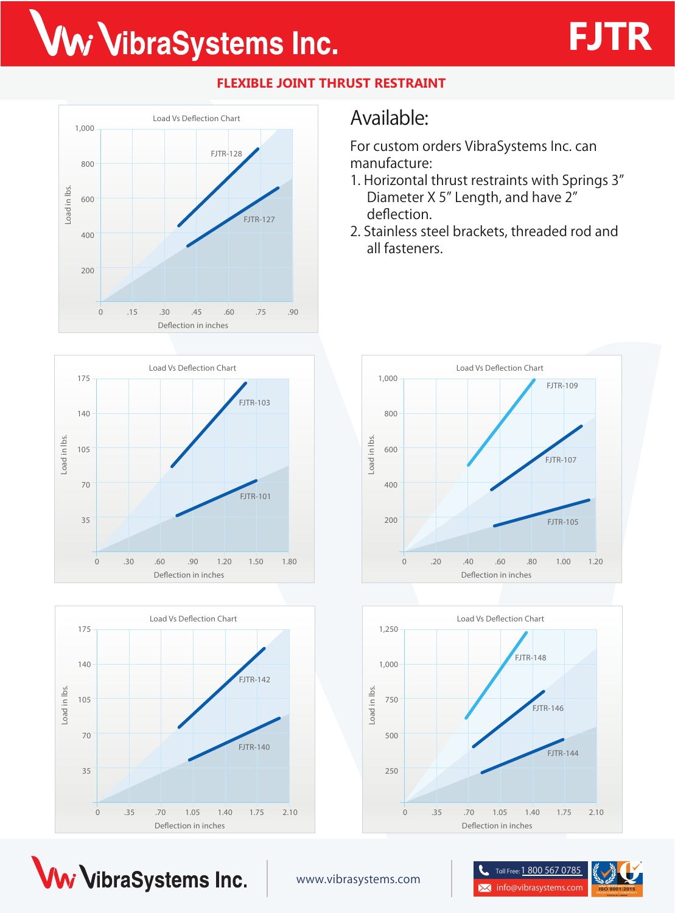# VibraSystems Inc. FJTR

## FLEXIBLE JOINT THRUST RESTRAINT

Load Vs Deflection Chart

Load in lbs.

1,000
800
600
400
200

0 .15 .30 .45 .60 .75 .90

Deflection in inches

FJTR-128
FJTR-127

## Available:

For custom orders VibraSystems Inc. can manufacture:

1. Horizontal thrust restraints with Springs 3″ Diameter X 5″ Length, and have 2″ deflection.
2. Stainless steel brackets, threaded rod and all fasteners.

Load Vs Deflection Chart

Load in lbs.

175
140
105
70
35

0 .30 .60 .90 1.20 1.50 1.80

Deflection in inches

FJTR-103
FJTR-101

Load Vs Deflection Chart

Load in lbs.

1,000
800
600
400
200

0 .20 .40 .60 .80 1.00 1.20

Deflection in inches

FJTR-109
FJTR-107
FJTR-105

Load Vs Deflection Chart

Load in lbs.

175
140
105
70
35

0 .35 .70 1.05 1.40 1.75 2.10

Deflection in inches

FJTR-142
FJTR-140

Load Vs Deflection Chart

Load in lbs.

1,250
1,000
750
500
250

0 .35 .70 1.05 1.40 1.75 2.10

Deflection in inches

FJTR-148
FJTR-146
FJTR-144

VibraSystems Inc.

www.vibrasystems.com

Toll Free: 1 800 567 0785

info@vibrasystems.com

ISO 9001:2015